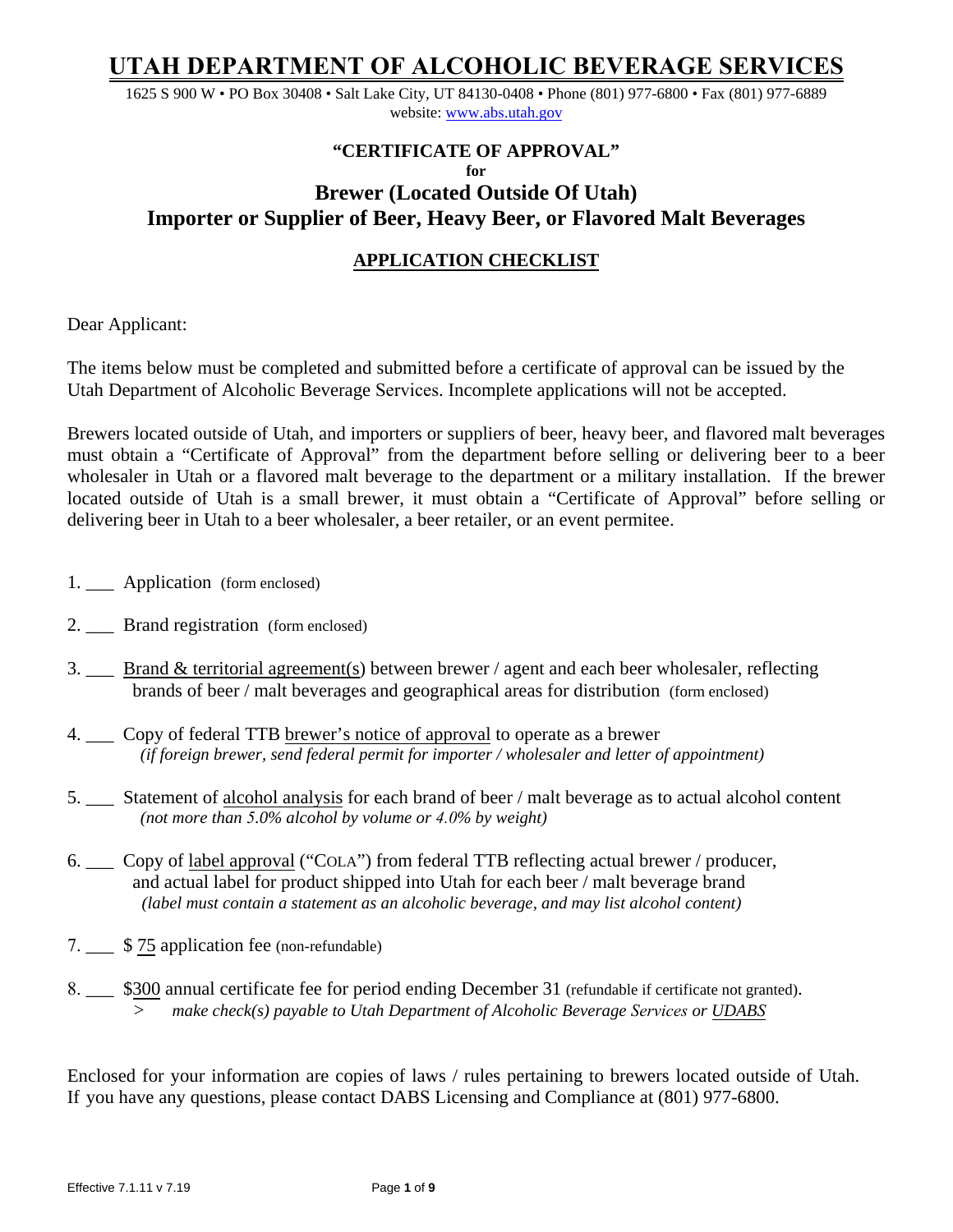# UTAH DEPARTMENT OF ALCOHOLIC BEVERAGE SERVICES

1625 S 900 W • PO Box 30408 • Salt Lake City, UT 84130-0408 • Phone (801) 977-6800 • Fax (801) 977-6889
website: www.abs.utah.gov

**"CERTIFICATE OF APPROVAL"**
**for**

## Brewer (Located Outside Of Utah)
## Importer or Supplier of Beer, Heavy Beer, or Flavored Malt Beverages

### APPLICATION CHECKLIST

Dear Applicant:

The items below must be completed and submitted before a certificate of approval can be issued by the Utah Department of Alcoholic Beverage Services. Incomplete applications will not be accepted.

Brewers located outside of Utah, and importers or suppliers of beer, heavy beer, and flavored malt beverages must obtain a "Certificate of Approval" from the department before selling or delivering beer to a beer wholesaler in Utah or a flavored malt beverage to the department or a military installation. If the brewer located outside of Utah is a small brewer, it must obtain a "Certificate of Approval" before selling or delivering beer in Utah to a beer wholesaler, a beer retailer, or an event permitee.

1. ___ Application (form enclosed)

2. ___ Brand registration (form enclosed)

3. ___ Brand & territorial agreement(s) between brewer / agent and each beer wholesaler, reflecting brands of beer / malt beverages and geographical areas for distribution (form enclosed)

4. ___ Copy of federal TTB brewer's notice of approval to operate as a brewer
   *(if foreign brewer, send federal permit for importer / wholesaler and letter of appointment)*

5. ___ Statement of alcohol analysis for each brand of beer / malt beverage as to actual alcohol content
   *(not more than 5.0% alcohol by volume or 4.0% by weight)*

6. ___ Copy of label approval ("COLA") from federal TTB reflecting actual brewer / producer, and actual label for product shipped into Utah for each beer / malt beverage brand
   *(label must contain a statement as an alcoholic beverage, and may list alcohol content)*

7. ___ $ 75 application fee (non-refundable)

8. ___ $300 annual certificate fee for period ending December 31 (refundable if certificate not granted).
   > *make check(s) payable to Utah Department of Alcoholic Beverage Services or UDABS*

Enclosed for your information are copies of laws / rules pertaining to brewers located outside of Utah. If you have any questions, please contact DABS Licensing and Compliance at (801) 977-6800.

Effective 7.1.11 v 7.19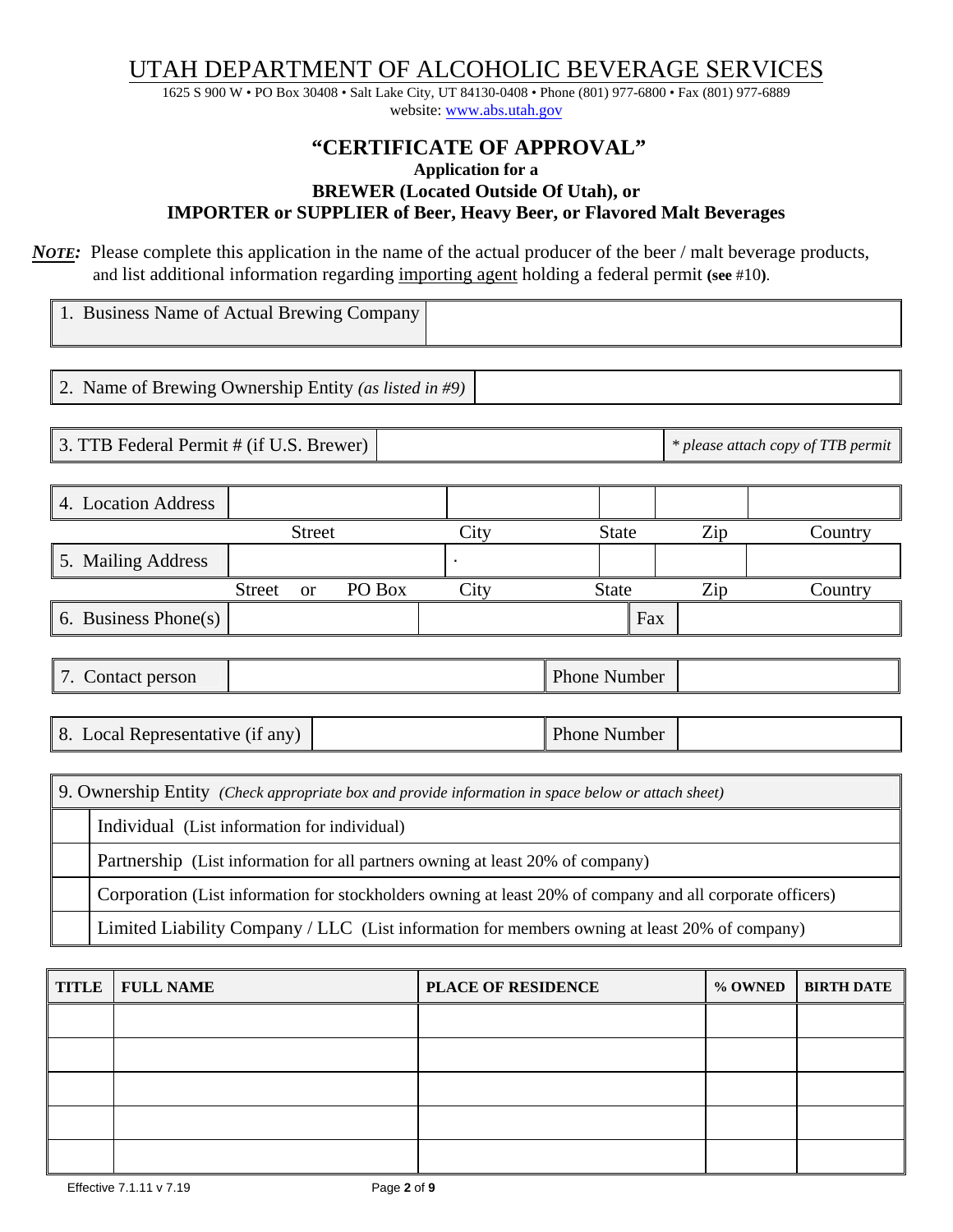# UTAH DEPARTMENT OF ALCOHOLIC BEVERAGE SERVICES

1625 S 900 W • PO Box 30408 • Salt Lake City, UT 84130-0408 • Phone (801) 977-6800 • Fax (801) 977-6889
website: www.abs.utah.gov

## "CERTIFICATE OF APPROVAL"

**Application for a**
**BREWER (Located Outside Of Utah), or**
**IMPORTER or SUPPLIER of Beer, Heavy Beer, or Flavored Malt Beverages**

***NOTE:*** Please complete this application in the name of the actual producer of the beer / malt beverage products, and list additional information regarding importing agent holding a federal permit **(see** #10**)**.

| 1. Business Name of Actual Brewing Company | |
|---|---|

| 2. Name of Brewing Ownership Entity *(as listed in #9)* | |
|---|---|

| 3. TTB Federal Permit # (if U.S. Brewer) | | *\* please attach copy of TTB permit* |
|---|---|---|

| | | | | | |
|---|---|---|---|---|---|
| 4. Location Address | | | | | |
| | Street | City | State | Zip | Country |
| 5. Mailing Address | | . | | | |
| | Street or PO Box | City | State | Zip | Country |
| 6. Business Phone(s) | | | Fax | | |

| 7. Contact person | | Phone Number | |
|---|---|---|---|

| 8. Local Representative (if any) | | Phone Number | |
|---|---|---|---|

| 9. Ownership Entity *(Check appropriate box and provide information in space below or attach sheet)* | |
|---|---|
| | Individual (List information for individual) |
| | Partnership (List information for all partners owning at least 20% of company) |
| | Corporation (List information for stockholders owning at least 20% of company and all corporate officers) |
| | Limited Liability Company / LLC (List information for members owning at least 20% of company) |

| TITLE | FULL NAME | PLACE OF RESIDENCE | % OWNED | BIRTH DATE |
|---|---|---|---|---|
| | | | | |
| | | | | |
| | | | | |
| | | | | |
| | | | | |

Effective 7.1.11 v 7.19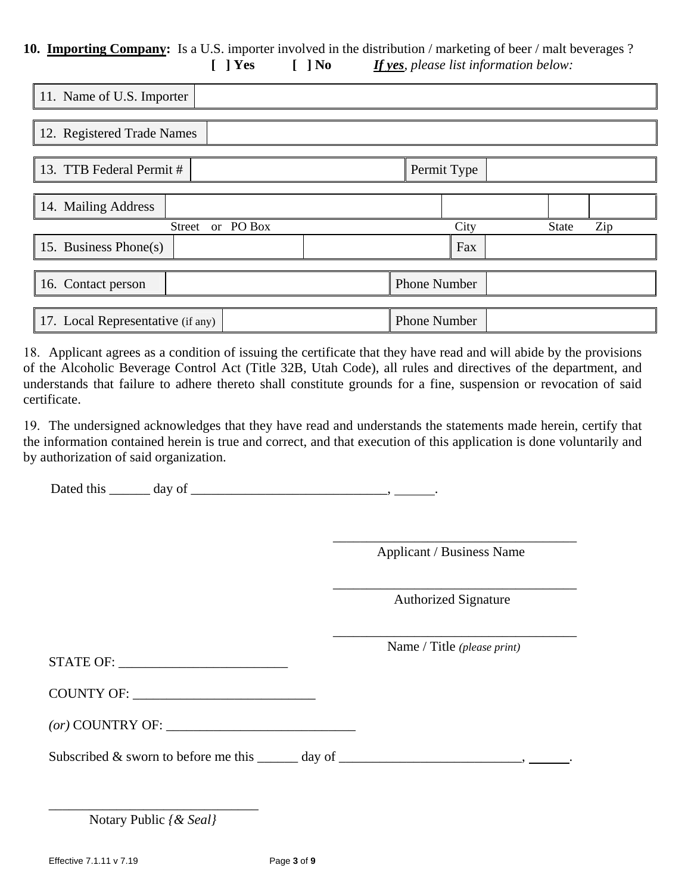**10. Importing Company:** Is a U.S. importer involved in the distribution / marketing of beer / malt beverages ?

**[ ] Yes** **[ ] No** ***If yes**, please list information below:*

| 11. Name of U.S. Importer | | | |
|---|---|---|---|

| 12. Registered Trade Names | |
|---|---|

| 13. TTB Federal Permit # | | Permit Type | |
|---|---|---|---|

| 14. Mailing Address | | | | |
|---|---|---|---|---|
| | Street or PO Box | City | State | Zip |

| 15. Business Phone(s) | | | Fax | |
|---|---|---|---|---|

| 16. Contact person | | Phone Number | |
|---|---|---|---|

| 17. Local Representative (if any) | | Phone Number | |
|---|---|---|---|

18. Applicant agrees as a condition of issuing the certificate that they have read and will abide by the provisions of the Alcoholic Beverage Control Act (Title 32B, Utah Code), all rules and directives of the department, and understands that failure to adhere thereto shall constitute grounds for a fine, suspension or revocation of said certificate.

19. The undersigned acknowledges that they have read and understands the statements made herein, certify that the information contained herein is true and correct, and that execution of this application is done voluntarily and by authorization of said organization.

Dated this ______ day of ______________________________, ______.

___________________________________
Applicant / Business Name

___________________________________
Authorized Signature

___________________________________
Name / Title *(please print)*

STATE OF: _________________________

COUNTY OF: ___________________________

*(or)* COUNTRY OF: ____________________________

Subscribed & sworn to before me this ______ day of ___________________________, ______.

________________________________
Notary Public *{& Seal}*

Effective 7.1.11 v 7.19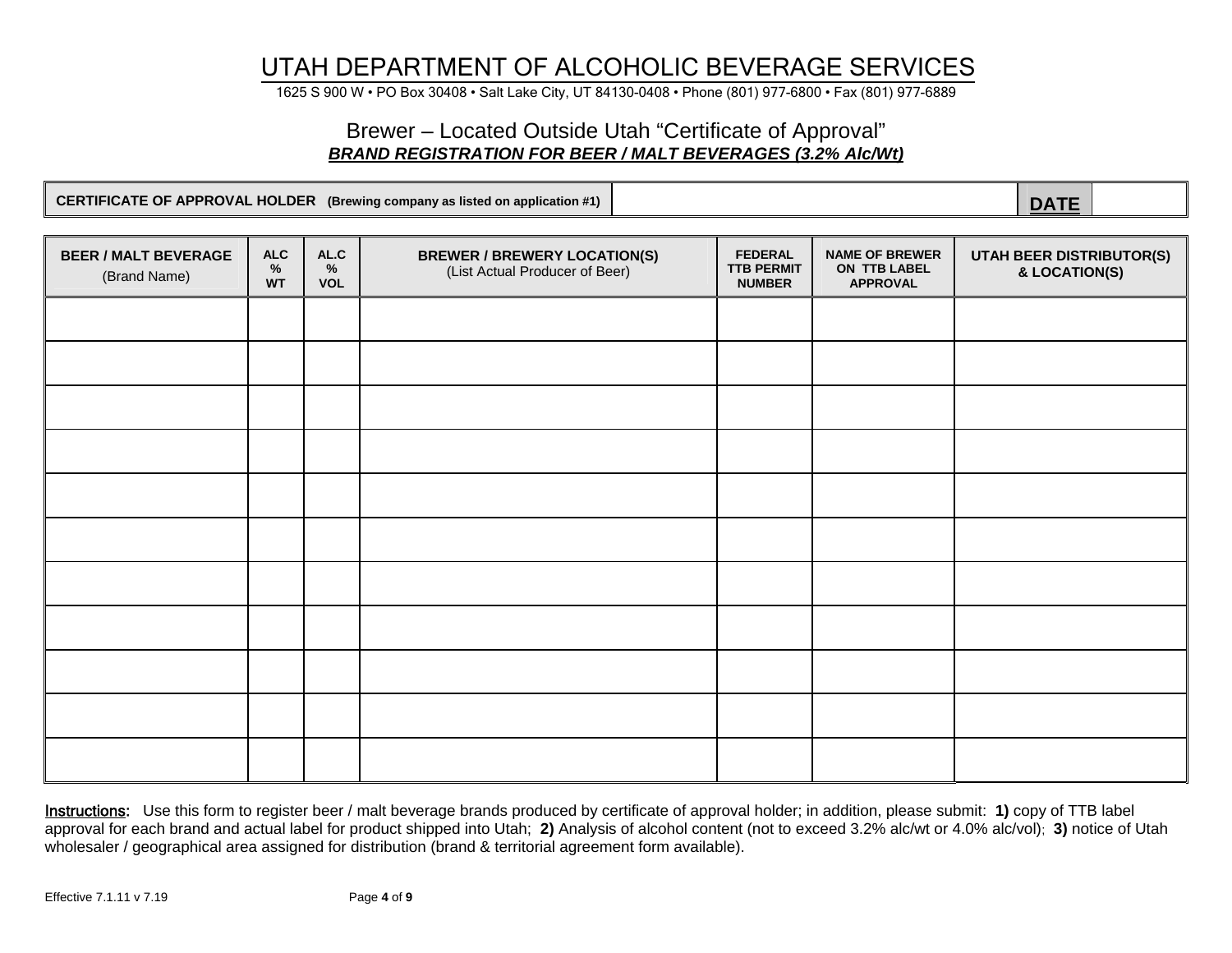# UTAH DEPARTMENT OF ALCOHOLIC BEVERAGE SERVICES

1625 S 900 W • PO Box 30408 • Salt Lake City, UT 84130-0408 • Phone (801) 977-6800 • Fax (801) 977-6889

## Brewer – Located Outside Utah "Certificate of Approval"

***BRAND REGISTRATION FOR BEER / MALT BEVERAGES (3.2% Alc/Wt)***

| **CERTIFICATE OF APPROVAL HOLDER** (Brewing company as listed on application #1) | | **DATE** | |
|---|---|---|---|

| **BEER / MALT BEVERAGE** (Brand Name) | **ALC % WT** | **AL.C % VOL** | **BREWER / BREWERY LOCATION(S)** (List Actual Producer of Beer) | **FEDERAL TTB PERMIT NUMBER** | **NAME OF BREWER ON TTB LABEL APPROVAL** | **UTAH BEER DISTRIBUTOR(S) & LOCATION(S)** |
|---|---|---|---|---|---|---|
| | | | | | | |
| | | | | | | |
| | | | | | | |
| | | | | | | |
| | | | | | | |
| | | | | | | |
| | | | | | | |
| | | | | | | |
| | | | | | | |
| | | | | | | |
| | | | | | | |

**Instructions:** Use this form to register beer / malt beverage brands produced by certificate of approval holder; in addition, please submit: **1)** copy of TTB label approval for each brand and actual label for product shipped into Utah; **2)** Analysis of alcohol content (not to exceed 3.2% alc/wt or 4.0% alc/vol); **3)** notice of Utah wholesaler / geographical area assigned for distribution (brand & territorial agreement form available).

Effective 7.1.11 v 7.19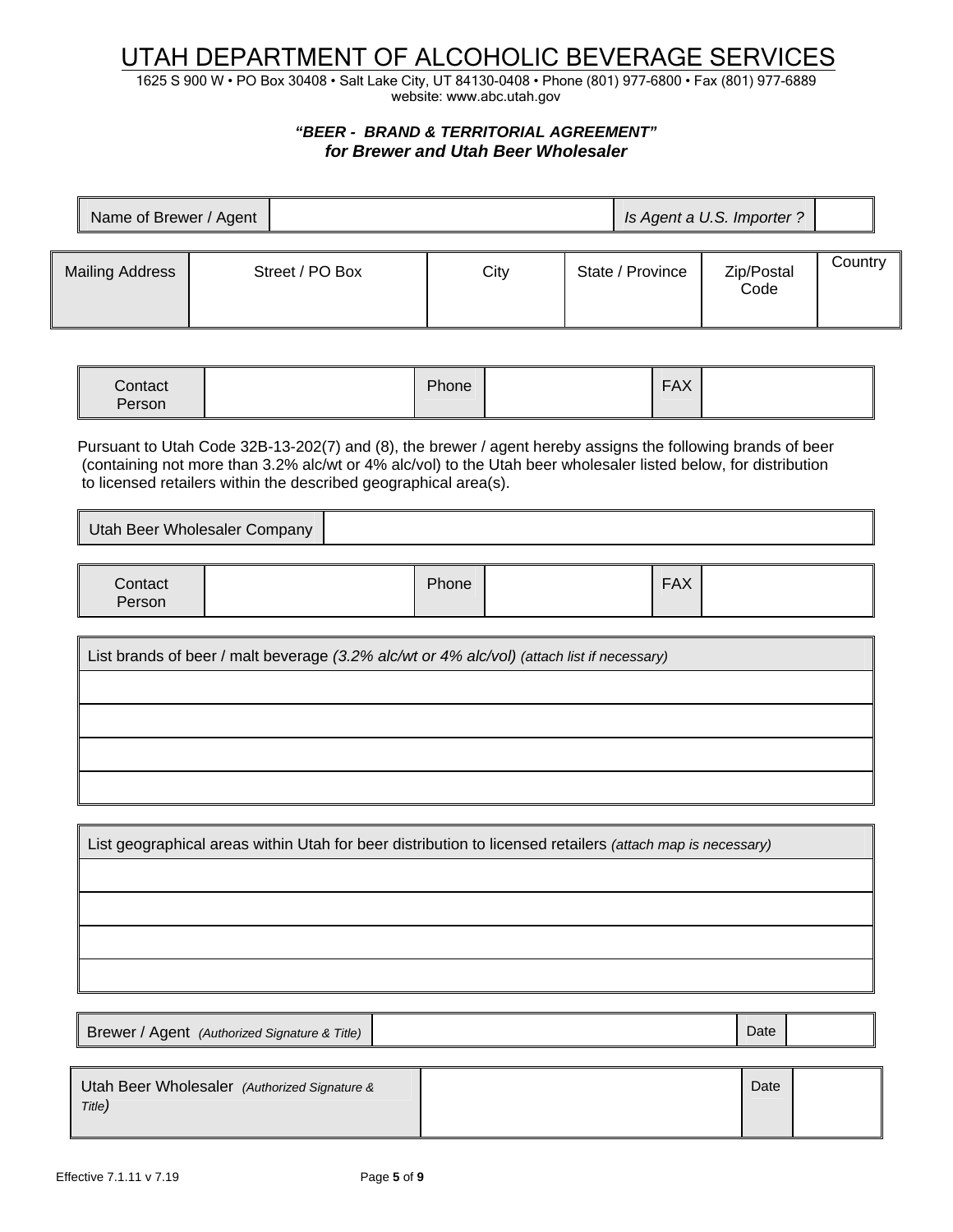# UTAH DEPARTMENT OF ALCOHOLIC BEVERAGE SERVICES

1625 S 900 W • PO Box 30408 • Salt Lake City, UT 84130-0408 • Phone (801) 977-6800 • Fax (801) 977-6889
website: www.abc.utah.gov

***"BEER - BRAND & TERRITORIAL AGREEMENT"***
***for Brewer and Utah Beer Wholesaler***

| Name of Brewer / Agent | | *Is Agent a U.S. Importer ?* | |
|---|---|---|---|

| Mailing Address | Street / PO Box | City | State / Province | Zip/Postal Code | Country |
|---|---|---|---|---|---|
| | | | | | |

| Contact Person | | Phone | | FAX | |
|---|---|---|---|---|---|

Pursuant to Utah Code 32B-13-202(7) and (8), the brewer / agent hereby assigns the following brands of beer (containing not more than 3.2% alc/wt or 4% alc/vol) to the Utah beer wholesaler listed below, for distribution to licensed retailers within the described geographical area(s).

| Utah Beer Wholesaler Company | |
|---|---|

| Contact Person | | Phone | | FAX | |
|---|---|---|---|---|---|

| List brands of beer / malt beverage *(3.2% alc/wt or 4% alc/vol)* *(attach list if necessary)* |
|---|
| |
| |
| |
| |

| List geographical areas within Utah for beer distribution to licensed retailers *(attach map is necessary)* |
|---|
| |
| |
| |
| |

| Brewer / Agent *(Authorized Signature & Title)* | | Date | |
|---|---|---|---|

| Utah Beer Wholesaler *(Authorized Signature & Title)* | | Date | |
|---|---|---|---|

Effective 7.1.11 v 7.19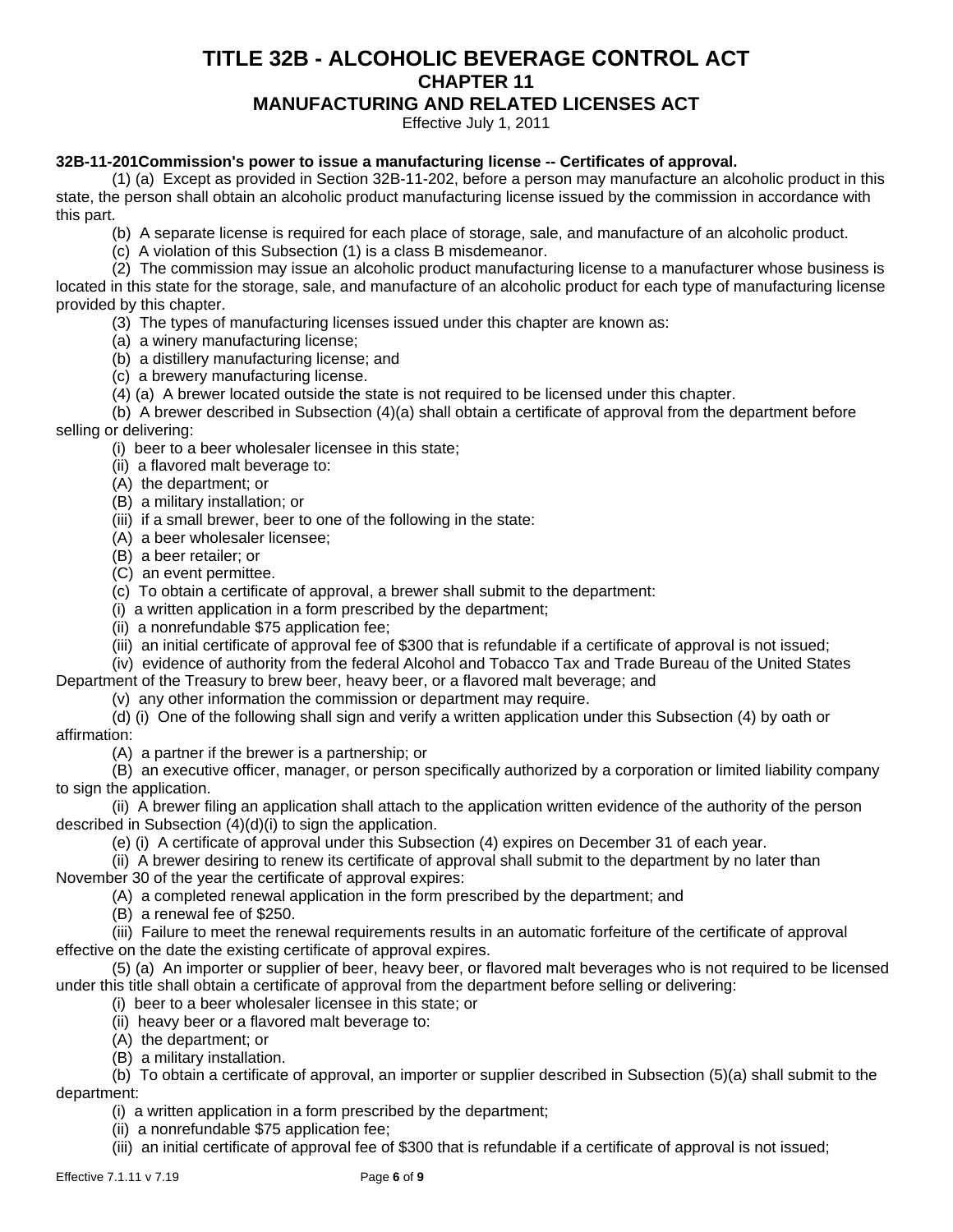# TITLE 32B - ALCOHOLIC BEVERAGE CONTROL ACT

## CHAPTER 11

## MANUFACTURING AND RELATED LICENSES ACT

Effective July 1, 2011

**32B-11-201Commission's power to issue a manufacturing license -- Certificates of approval.**

(1) (a) Except as provided in Section 32B-11-202, before a person may manufacture an alcoholic product in this state, the person shall obtain an alcoholic product manufacturing license issued by the commission in accordance with this part.

(b) A separate license is required for each place of storage, sale, and manufacture of an alcoholic product.

(c) A violation of this Subsection (1) is a class B misdemeanor.

(2) The commission may issue an alcoholic product manufacturing license to a manufacturer whose business is located in this state for the storage, sale, and manufacture of an alcoholic product for each type of manufacturing license provided by this chapter.

(3) The types of manufacturing licenses issued under this chapter are known as:

(a) a winery manufacturing license;

(b) a distillery manufacturing license; and

(c) a brewery manufacturing license.

(4) (a) A brewer located outside the state is not required to be licensed under this chapter.

(b) A brewer described in Subsection (4)(a) shall obtain a certificate of approval from the department before selling or delivering:

(i) beer to a beer wholesaler licensee in this state;

(ii) a flavored malt beverage to:

(A) the department; or

(B) a military installation; or

(iii) if a small brewer, beer to one of the following in the state:

(A) a beer wholesaler licensee;

(B) a beer retailer; or

(C) an event permittee.

(c) To obtain a certificate of approval, a brewer shall submit to the department:

(i) a written application in a form prescribed by the department;

(ii) a nonrefundable $75 application fee;

(iii) an initial certificate of approval fee of $300 that is refundable if a certificate of approval is not issued;

(iv) evidence of authority from the federal Alcohol and Tobacco Tax and Trade Bureau of the United States Department of the Treasury to brew beer, heavy beer, or a flavored malt beverage; and

(v) any other information the commission or department may require.

(d) (i) One of the following shall sign and verify a written application under this Subsection (4) by oath or affirmation:

(A) a partner if the brewer is a partnership; or

(B) an executive officer, manager, or person specifically authorized by a corporation or limited liability company to sign the application.

(ii) A brewer filing an application shall attach to the application written evidence of the authority of the person described in Subsection (4)(d)(i) to sign the application.

(e) (i) A certificate of approval under this Subsection (4) expires on December 31 of each year.

(ii) A brewer desiring to renew its certificate of approval shall submit to the department by no later than November 30 of the year the certificate of approval expires:

(A) a completed renewal application in the form prescribed by the department; and

(B) a renewal fee of $250.

(iii) Failure to meet the renewal requirements results in an automatic forfeiture of the certificate of approval effective on the date the existing certificate of approval expires.

(5) (a) An importer or supplier of beer, heavy beer, or flavored malt beverages who is not required to be licensed under this title shall obtain a certificate of approval from the department before selling or delivering:

(i) beer to a beer wholesaler licensee in this state; or

(ii) heavy beer or a flavored malt beverage to:

(A) the department; or

(B) a military installation.

(b) To obtain a certificate of approval, an importer or supplier described in Subsection (5)(a) shall submit to the department:

(i) a written application in a form prescribed by the department;

(ii) a nonrefundable $75 application fee;

(iii) an initial certificate of approval fee of $300 that is refundable if a certificate of approval is not issued;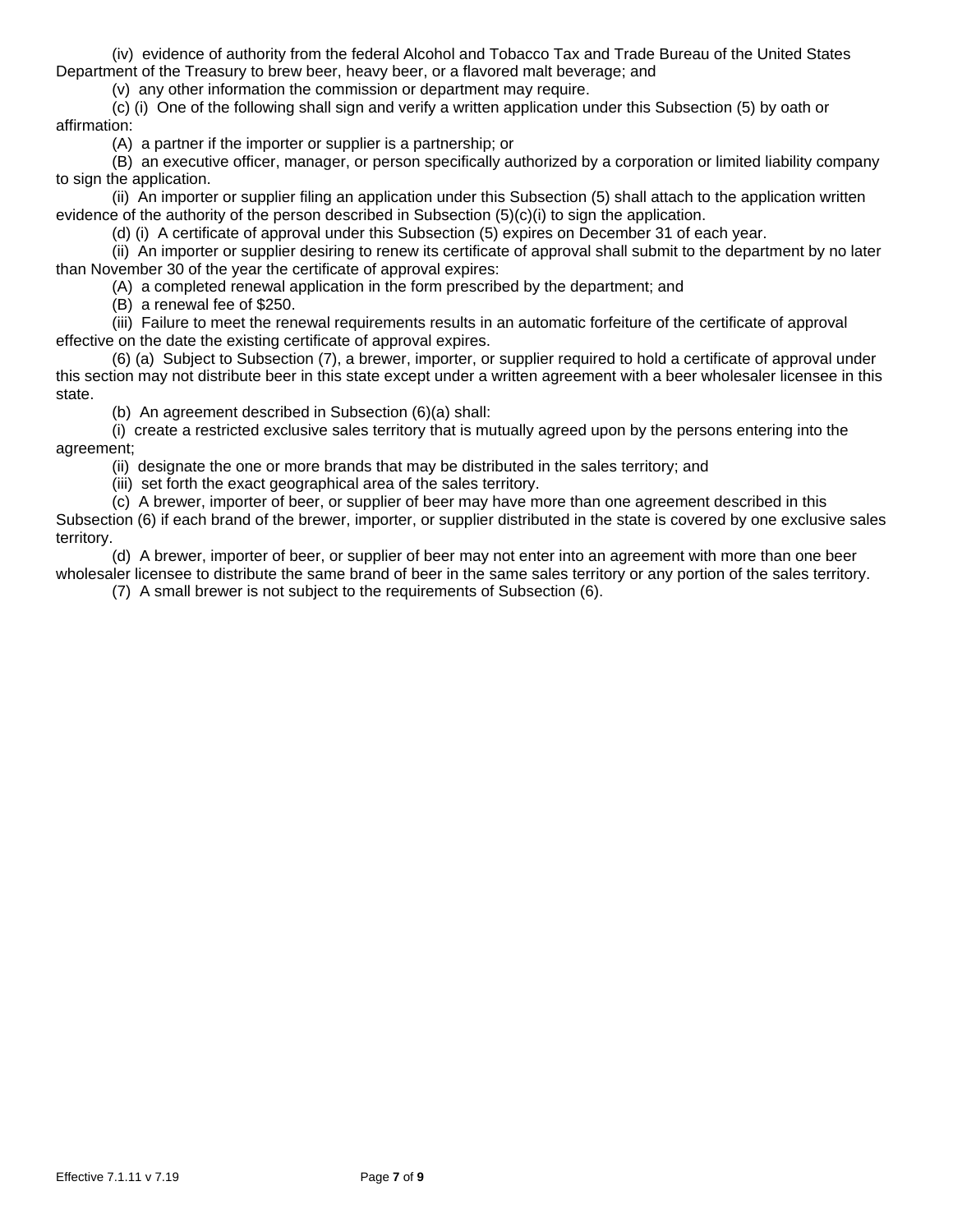(iv) evidence of authority from the federal Alcohol and Tobacco Tax and Trade Bureau of the United States Department of the Treasury to brew beer, heavy beer, or a flavored malt beverage; and

(v) any other information the commission or department may require.

(c) (i) One of the following shall sign and verify a written application under this Subsection (5) by oath or affirmation:

(A) a partner if the importer or supplier is a partnership; or

(B) an executive officer, manager, or person specifically authorized by a corporation or limited liability company to sign the application.

(ii) An importer or supplier filing an application under this Subsection (5) shall attach to the application written evidence of the authority of the person described in Subsection (5)(c)(i) to sign the application.

(d) (i) A certificate of approval under this Subsection (5) expires on December 31 of each year.

(ii) An importer or supplier desiring to renew its certificate of approval shall submit to the department by no later than November 30 of the year the certificate of approval expires:

(A) a completed renewal application in the form prescribed by the department; and

(B) a renewal fee of $250.

(iii) Failure to meet the renewal requirements results in an automatic forfeiture of the certificate of approval effective on the date the existing certificate of approval expires.

(6) (a) Subject to Subsection (7), a brewer, importer, or supplier required to hold a certificate of approval under this section may not distribute beer in this state except under a written agreement with a beer wholesaler licensee in this state.

(b) An agreement described in Subsection (6)(a) shall:

(i) create a restricted exclusive sales territory that is mutually agreed upon by the persons entering into the agreement;

(ii) designate the one or more brands that may be distributed in the sales territory; and

(iii) set forth the exact geographical area of the sales territory.

(c) A brewer, importer of beer, or supplier of beer may have more than one agreement described in this Subsection (6) if each brand of the brewer, importer, or supplier distributed in the state is covered by one exclusive sales territory.

(d) A brewer, importer of beer, or supplier of beer may not enter into an agreement with more than one beer wholesaler licensee to distribute the same brand of beer in the same sales territory or any portion of the sales territory.

(7) A small brewer is not subject to the requirements of Subsection (6).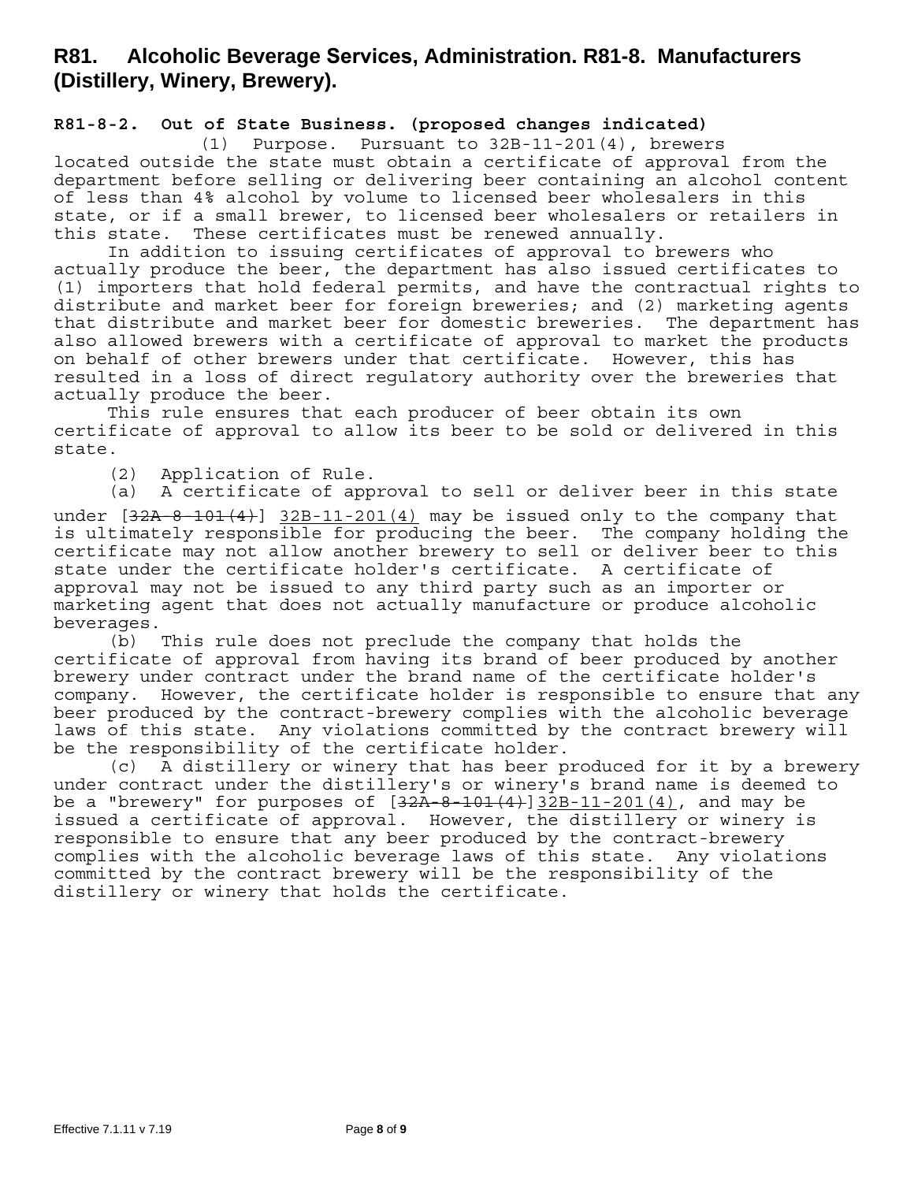# R81. Alcoholic Beverage Services, Administration. R81-8. Manufacturers (Distillery, Winery, Brewery).

**R81-8-2. Out of State Business. (proposed changes indicated)**

(1) Purpose. Pursuant to 32B-11-201(4), brewers located outside the state must obtain a certificate of approval from the department before selling or delivering beer containing an alcohol content of less than 4% alcohol by volume to licensed beer wholesalers in this state, or if a small brewer, to licensed beer wholesalers or retailers in this state. These certificates must be renewed annually.

In addition to issuing certificates of approval to brewers who actually produce the beer, the department has also issued certificates to (1) importers that hold federal permits, and have the contractual rights to distribute and market beer for foreign breweries; and (2) marketing agents that distribute and market beer for domestic breweries. The department has also allowed brewers with a certificate of approval to market the products on behalf of other brewers under that certificate. However, this has resulted in a loss of direct regulatory authority over the breweries that actually produce the beer.

This rule ensures that each producer of beer obtain its own certificate of approval to allow its beer to be sold or delivered in this state.

(2) Application of Rule.

(a) A certificate of approval to sell or deliver beer in this state under [~~32A-8-101(4)~~] <u>32B-11-201(4)</u> may be issued only to the company that is ultimately responsible for producing the beer. The company holding the certificate may not allow another brewery to sell or deliver beer to this state under the certificate holder's certificate. A certificate of approval may not be issued to any third party such as an importer or marketing agent that does not actually manufacture or produce alcoholic beverages.

(b) This rule does not preclude the company that holds the certificate of approval from having its brand of beer produced by another brewery under contract under the brand name of the certificate holder's company. However, the certificate holder is responsible to ensure that any beer produced by the contract-brewery complies with the alcoholic beverage laws of this state. Any violations committed by the contract brewery will be the responsibility of the certificate holder.

(c) A distillery or winery that has beer produced for it by a brewery under contract under the distillery's or winery's brand name is deemed to be a "brewery" for purposes of [~~32A-8-101(4)~~]<u>32B-11-201(4)</u>, and may be issued a certificate of approval. However, the distillery or winery is responsible to ensure that any beer produced by the contract-brewery complies with the alcoholic beverage laws of this state. Any violations committed by the contract brewery will be the responsibility of the distillery or winery that holds the certificate.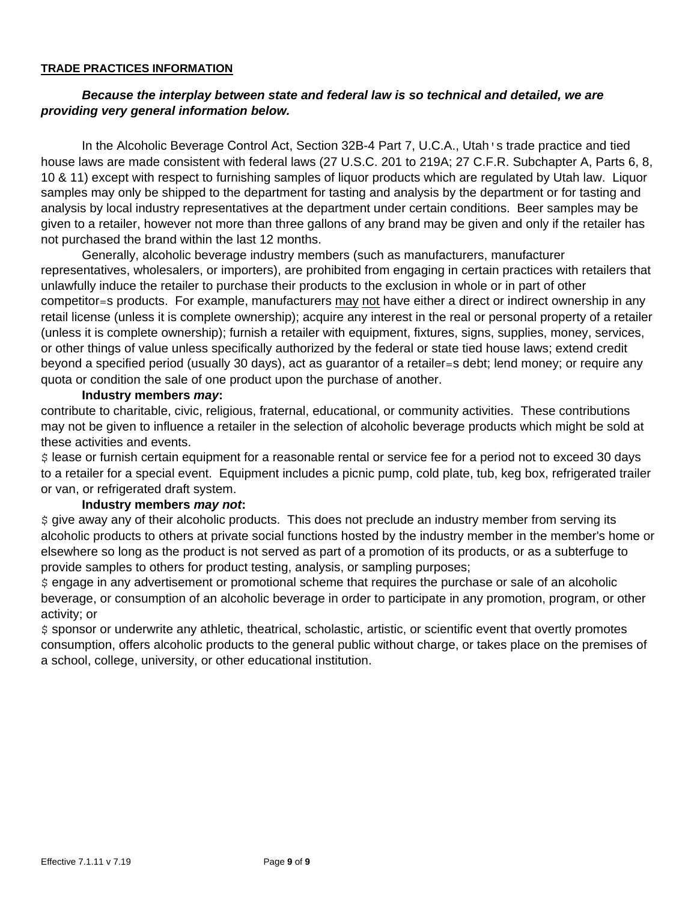**TRADE PRACTICES INFORMATION**

***Because the interplay between state and federal law is so technical and detailed, we are providing very general information below.***

In the Alcoholic Beverage Control Act, Section 32B-4 Part 7, U.C.A., Utah's trade practice and tied house laws are made consistent with federal laws (27 U.S.C. 201 to 219A; 27 C.F.R. Subchapter A, Parts 6, 8, 10 & 11) except with respect to furnishing samples of liquor products which are regulated by Utah law. Liquor samples may only be shipped to the department for tasting and analysis by the department or for tasting and analysis by local industry representatives at the department under certain conditions. Beer samples may be given to a retailer, however not more than three gallons of any brand may be given and only if the retailer has not purchased the brand within the last 12 months.

Generally, alcoholic beverage industry members (such as manufacturers, manufacturer representatives, wholesalers, or importers), are prohibited from engaging in certain practices with retailers that unlawfully induce the retailer to purchase their products to the exclusion in whole or in part of other competitor=s products. For example, manufacturers may not have either a direct or indirect ownership in any retail license (unless it is complete ownership); acquire any interest in the real or personal property of a retailer (unless it is complete ownership); furnish a retailer with equipment, fixtures, signs, supplies, money, services, or other things of value unless specifically authorized by the federal or state tied house laws; extend credit beyond a specified period (usually 30 days), act as guarantor of a retailer=s debt; lend money; or require any quota or condition the sale of one product upon the purchase of another.

**Industry members *may*:**

contribute to charitable, civic, religious, fraternal, educational, or community activities. These contributions may not be given to influence a retailer in the selection of alcoholic beverage products which might be sold at these activities and events.

$ lease or furnish certain equipment for a reasonable rental or service fee for a period not to exceed 30 days to a retailer for a special event. Equipment includes a picnic pump, cold plate, tub, keg box, refrigerated trailer or van, or refrigerated draft system.

**Industry members *may not*:**

$ give away any of their alcoholic products. This does not preclude an industry member from serving its alcoholic products to others at private social functions hosted by the industry member in the member's home or elsewhere so long as the product is not served as part of a promotion of its products, or as a subterfuge to provide samples to others for product testing, analysis, or sampling purposes;

$ engage in any advertisement or promotional scheme that requires the purchase or sale of an alcoholic beverage, or consumption of an alcoholic beverage in order to participate in any promotion, program, or other activity; or

$ sponsor or underwrite any athletic, theatrical, scholastic, artistic, or scientific event that overtly promotes consumption, offers alcoholic products to the general public without charge, or takes place on the premises of a school, college, university, or other educational institution.